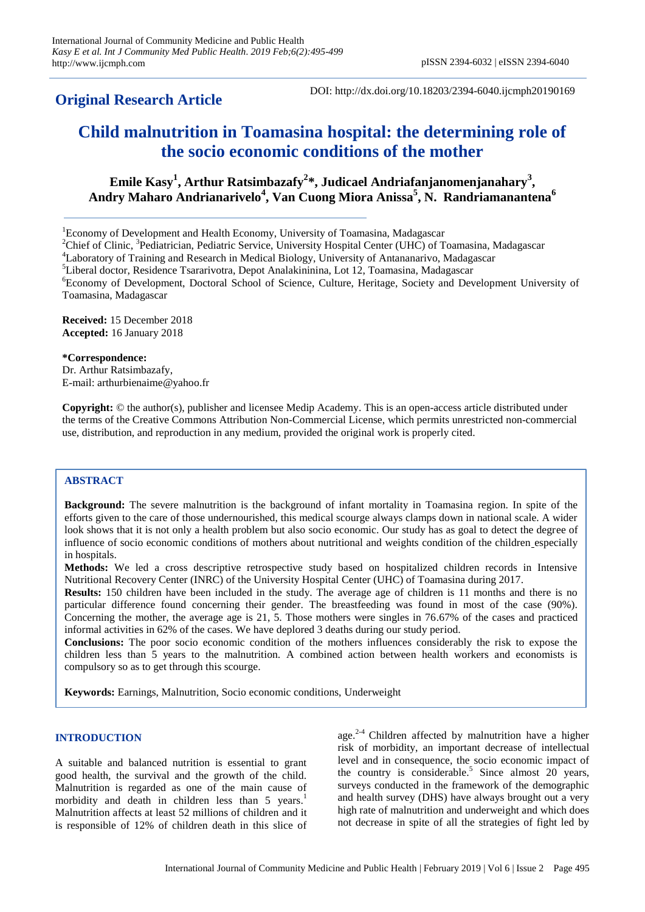**Original Research Article**

DOI: http://dx.doi.org/10.18203/2394-6040.ijcmph20190169

# Child malnutrition in Toamasina hospital: the determining role of the socio economic conditions of the mother

**Emile Kasy[1], Arthur Ratsimbazafy[2]\*, Judicael Andriafanjanomenjanahary[3], Andry Maharo Andrianarivelo[4], Van Cuong Miora Anissa[5], N. Randriamanantena[6]**

[1]Economy of Development and Health Economy, University of Toamasina, Madagascar
[2]Chief of Clinic, [3]Pediatrician, Pediatric Service, University Hospital Center (UHC) of Toamasina, Madagascar
[4]Laboratory of Training and Research in Medical Biology, University of Antananarivo, Madagascar
[5]Liberal doctor, Residence Tsararivotra, Depot Analakininina, Lot 12, Toamasina, Madagascar
[6]Economy of Development, Doctoral School of Science, Culture, Heritage, Society and Development University of Toamasina, Madagascar

**Received:** 15 December 2018
**Accepted:** 16 January 2018

**\*Correspondence:**
Dr. Arthur Ratsimbazafy,
E-mail: arthurbienaime@yahoo.fr

**Copyright:** © the author(s), publisher and licensee Medip Academy. This is an open-access article distributed under the terms of the Creative Commons Attribution Non-Commercial License, which permits unrestricted non-commercial use, distribution, and reproduction in any medium, provided the original work is properly cited.

## ABSTRACT

**Background:** The severe malnutrition is the background of infant mortality in Toamasina region. In spite of the efforts given to the care of those undernourished, this medical scourge always clamps down in national scale. A wider look shows that it is not only a health problem but also socio economic. Our study has as goal to detect the degree of influence of socio economic conditions of mothers about nutritional and weights condition of the children especially in hospitals.

**Methods:** We led a cross descriptive retrospective study based on hospitalized children records in Intensive Nutritional Recovery Center (INRC) of the University Hospital Center (UHC) of Toamasina during 2017.

**Results:** 150 children have been included in the study. The average age of children is 11 months and there is no particular difference found concerning their gender. The breastfeeding was found in most of the case (90%). Concerning the mother, the average age is 21, 5. Those mothers were singles in 76.67% of the cases and practiced informal activities in 62% of the cases. We have deplored 3 deaths during our study period.

**Conclusions:** The poor socio economic condition of the mothers influences considerably the risk to expose the children less than 5 years to the malnutrition. A combined action between health workers and economists is compulsory so as to get through this scourge.

**Keywords:** Earnings, Malnutrition, Socio economic conditions, Underweight

## INTRODUCTION

A suitable and balanced nutrition is essential to grant good health, the survival and the growth of the child. Malnutrition is regarded as one of the main cause of morbidity and death in children less than 5 years.[1] Malnutrition affects at least 52 millions of children and it is responsible of 12% of children death in this slice of age.[2-4] Children affected by malnutrition have a higher risk of morbidity, an important decrease of intellectual level and in consequence, the socio economic impact of the country is considerable.[5] Since almost 20 years, surveys conducted in the framework of the demographic and health survey (DHS) have always brought out a very high rate of malnutrition and underweight and which does not decrease in spite of all the strategies of fight led by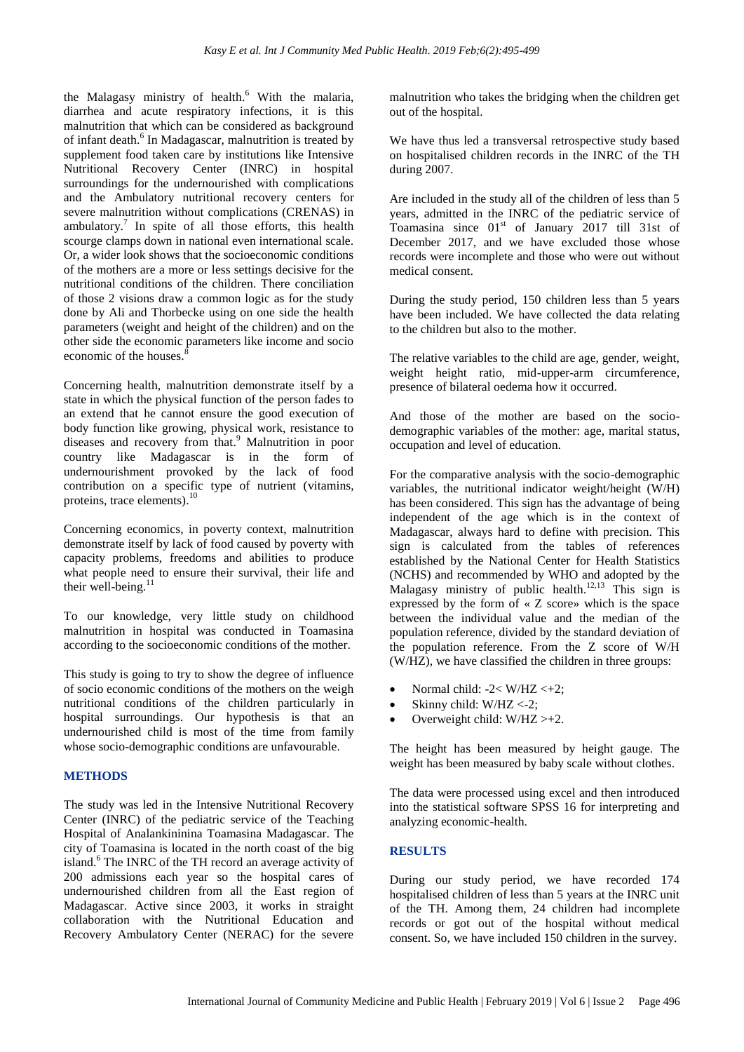the Malagasy ministry of health.[6] With the malaria, diarrhea and acute respiratory infections, it is this malnutrition that which can be considered as background of infant death.[6] In Madagascar, malnutrition is treated by supplement food taken care by institutions like Intensive Nutritional Recovery Center (INRC) in hospital surroundings for the undernourished with complications and the Ambulatory nutritional recovery centers for severe malnutrition without complications (CRENAS) in ambulatory.[7] In spite of all those efforts, this health scourge clamps down in national even international scale. Or, a wider look shows that the socioeconomic conditions of the mothers are a more or less settings decisive for the nutritional conditions of the children. There conciliation of those 2 visions draw a common logic as for the study done by Ali and Thorbecke using on one side the health parameters (weight and height of the children) and on the other side the economic parameters like income and socio economic of the houses.[8]

Concerning health, malnutrition demonstrate itself by a state in which the physical function of the person fades to an extend that he cannot ensure the good execution of body function like growing, physical work, resistance to diseases and recovery from that.[9] Malnutrition in poor country like Madagascar is in the form of undernourishment provoked by the lack of food contribution on a specific type of nutrient (vitamins, proteins, trace elements).[10]

Concerning economics, in poverty context, malnutrition demonstrate itself by lack of food caused by poverty with capacity problems, freedoms and abilities to produce what people need to ensure their survival, their life and their well-being.[11]

To our knowledge, very little study on childhood malnutrition in hospital was conducted in Toamasina according to the socioeconomic conditions of the mother.

This study is going to try to show the degree of influence of socio economic conditions of the mothers on the weigh nutritional conditions of the children particularly in hospital surroundings. Our hypothesis is that an undernourished child is most of the time from family whose socio-demographic conditions are unfavourable.

## METHODS

The study was led in the Intensive Nutritional Recovery Center (INRC) of the pediatric service of the Teaching Hospital of Analankininina Toamasina Madagascar. The city of Toamasina is located in the north coast of the big island.[6] The INRC of the TH record an average activity of 200 admissions each year so the hospital cares of undernourished children from all the East region of Madagascar. Active since 2003, it works in straight collaboration with the Nutritional Education and Recovery Ambulatory Center (NERAC) for the severe malnutrition who takes the bridging when the children get out of the hospital.

We have thus led a transversal retrospective study based on hospitalised children records in the INRC of the TH during 2007.

Are included in the study all of the children of less than 5 years, admitted in the INRC of the pediatric service of Toamasina since 01st of January 2017 till 31st of December 2017, and we have excluded those whose records were incomplete and those who were out without medical consent.

During the study period, 150 children less than 5 years have been included. We have collected the data relating to the children but also to the mother.

The relative variables to the child are age, gender, weight, weight height ratio, mid-upper-arm circumference, presence of bilateral oedema how it occurred.

And those of the mother are based on the socio-demographic variables of the mother: age, marital status, occupation and level of education.

For the comparative analysis with the socio-demographic variables, the nutritional indicator weight/height (W/H) has been considered. This sign has the advantage of being independent of the age which is in the context of Madagascar, always hard to define with precision. This sign is calculated from the tables of references established by the National Center for Health Statistics (NCHS) and recommended by WHO and adopted by the Malagasy ministry of public health.[12,13] This sign is expressed by the form of « Z score» which is the space between the individual value and the median of the population reference, divided by the standard deviation of the population reference. From the Z score of W/H (W/HZ), we have classified the children in three groups:

- Normal child: $-2< W/HZ <+2$;
- Skinny child: $W/HZ <-2$;
- Overweight child: $W/HZ >+2$.

The height has been measured by height gauge. The weight has been measured by baby scale without clothes.

The data were processed using excel and then introduced into the statistical software SPSS 16 for interpreting and analyzing economic-health.

## RESULTS

During our study period, we have recorded 174 hospitalised children of less than 5 years at the INRC unit of the TH. Among them, 24 children had incomplete records or got out of the hospital without medical consent. So, we have included 150 children in the survey.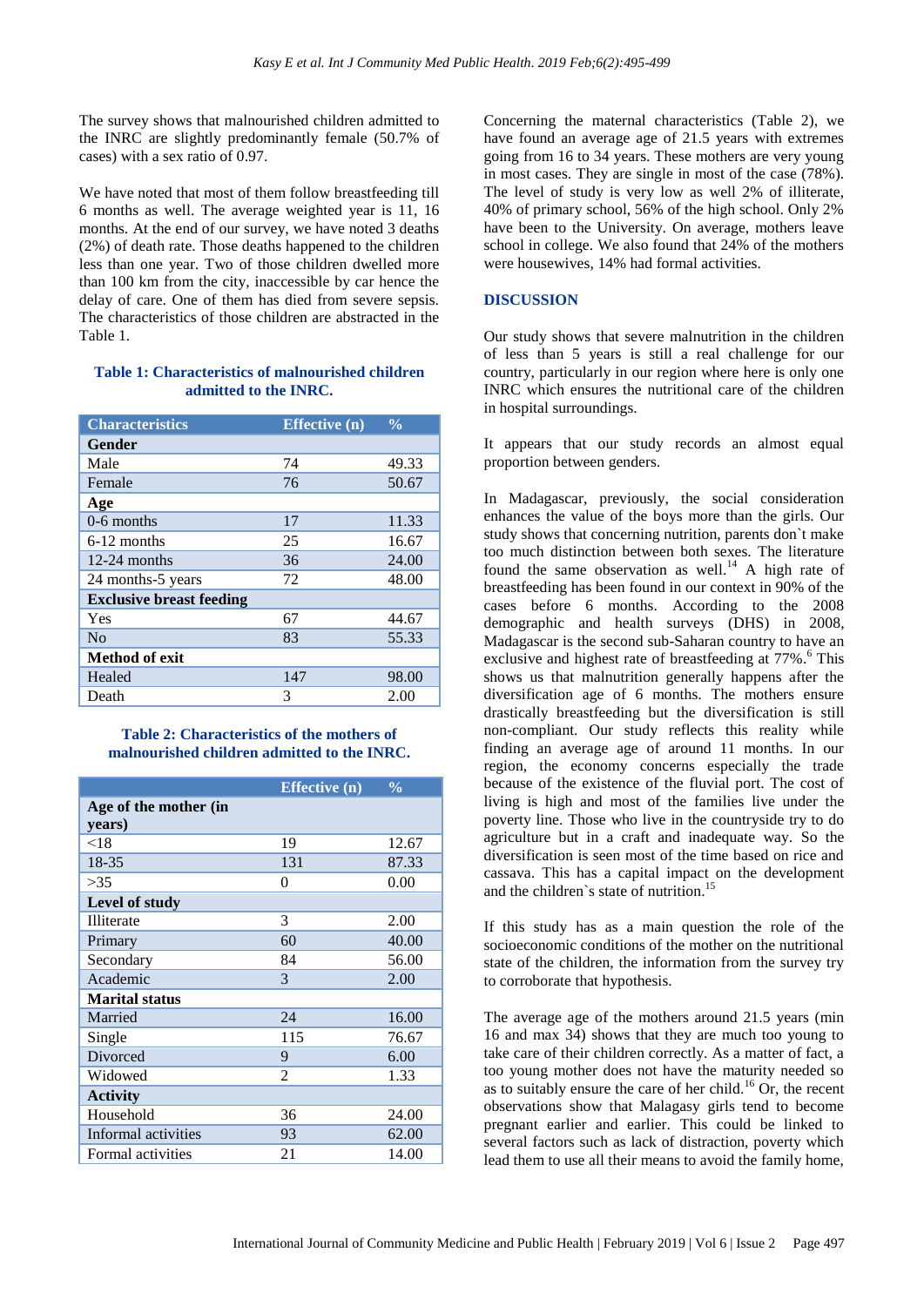The survey shows that malnourished children admitted to the INRC are slightly predominantly female (50.7% of cases) with a sex ratio of 0.97.

We have noted that most of them follow breastfeeding till 6 months as well. The average weighted year is 11, 16 months. At the end of our survey, we have noted 3 deaths (2%) of death rate. Those deaths happened to the children less than one year. Two of those children dwelled more than 100 km from the city, inaccessible by car hence the delay of care. One of them has died from severe sepsis. The characteristics of those children are abstracted in the Table 1.

**Table 1: Characteristics of malnourished children admitted to the INRC.**

| Characteristics | Effective (n) | % |
|---|---|---|
| **Gender** | | |
| Male | 74 | 49.33 |
| Female | 76 | 50.67 |
| **Age** | | |
| 0-6 months | 17 | 11.33 |
| 6-12 months | 25 | 16.67 |
| 12-24 months | 36 | 24.00 |
| 24 months-5 years | 72 | 48.00 |
| **Exclusive breast feeding** | | |
| Yes | 67 | 44.67 |
| No | 83 | 55.33 |
| **Method of exit** | | |
| Healed | 147 | 98.00 |
| Death | 3 | 2.00 |

**Table 2: Characteristics of the mothers of malnourished children admitted to the INRC.**

| | Effective (n) | % |
|---|---|---|
| **Age of the mother (in years)** | | |
| <18 | 19 | 12.67 |
| 18-35 | 131 | 87.33 |
| >35 | 0 | 0.00 |
| **Level of study** | | |
| Illiterate | 3 | 2.00 |
| Primary | 60 | 40.00 |
| Secondary | 84 | 56.00 |
| Academic | 3 | 2.00 |
| **Marital status** | | |
| Married | 24 | 16.00 |
| Single | 115 | 76.67 |
| Divorced | 9 | 6.00 |
| Widowed | 2 | 1.33 |
| **Activity** | | |
| Household | 36 | 24.00 |
| Informal activities | 93 | 62.00 |
| Formal activities | 21 | 14.00 |

Concerning the maternal characteristics (Table 2), we have found an average age of 21.5 years with extremes going from 16 to 34 years. These mothers are very young in most cases. They are single in most of the case (78%). The level of study is very low as well 2% of illiterate, 40% of primary school, 56% of the high school. Only 2% have been to the University. On average, mothers leave school in college. We also found that 24% of the mothers were housewives, 14% had formal activities.

## DISCUSSION

Our study shows that severe malnutrition in the children of less than 5 years is still a real challenge for our country, particularly in our region where here is only one INRC which ensures the nutritional care of the children in hospital surroundings.

It appears that our study records an almost equal proportion between genders.

In Madagascar, previously, the social consideration enhances the value of the boys more than the girls. Our study shows that concerning nutrition, parents don`t make too much distinction between both sexes. The literature found the same observation as well.[14] A high rate of breastfeeding has been found in our context in 90% of the cases before 6 months. According to the 2008 demographic and health surveys (DHS) in 2008, Madagascar is the second sub-Saharan country to have an exclusive and highest rate of breastfeeding at 77%.[6] This shows us that malnutrition generally happens after the diversification age of 6 months. The mothers ensure drastically breastfeeding but the diversification is still non-compliant. Our study reflects this reality while finding an average age of around 11 months. In our region, the economy concerns especially the trade because of the existence of the fluvial port. The cost of living is high and most of the families live under the poverty line. Those who live in the countryside try to do agriculture but in a craft and inadequate way. So the diversification is seen most of the time based on rice and cassava. This has a capital impact on the development and the children`s state of nutrition.[15]

If this study has as a main question the role of the socioeconomic conditions of the mother on the nutritional state of the children, the information from the survey try to corroborate that hypothesis.

The average age of the mothers around 21.5 years (min 16 and max 34) shows that they are much too young to take care of their children correctly. As a matter of fact, a too young mother does not have the maturity needed so as to suitably ensure the care of her child.[16] Or, the recent observations show that Malagasy girls tend to become pregnant earlier and earlier. This could be linked to several factors such as lack of distraction, poverty which lead them to use all their means to avoid the family home,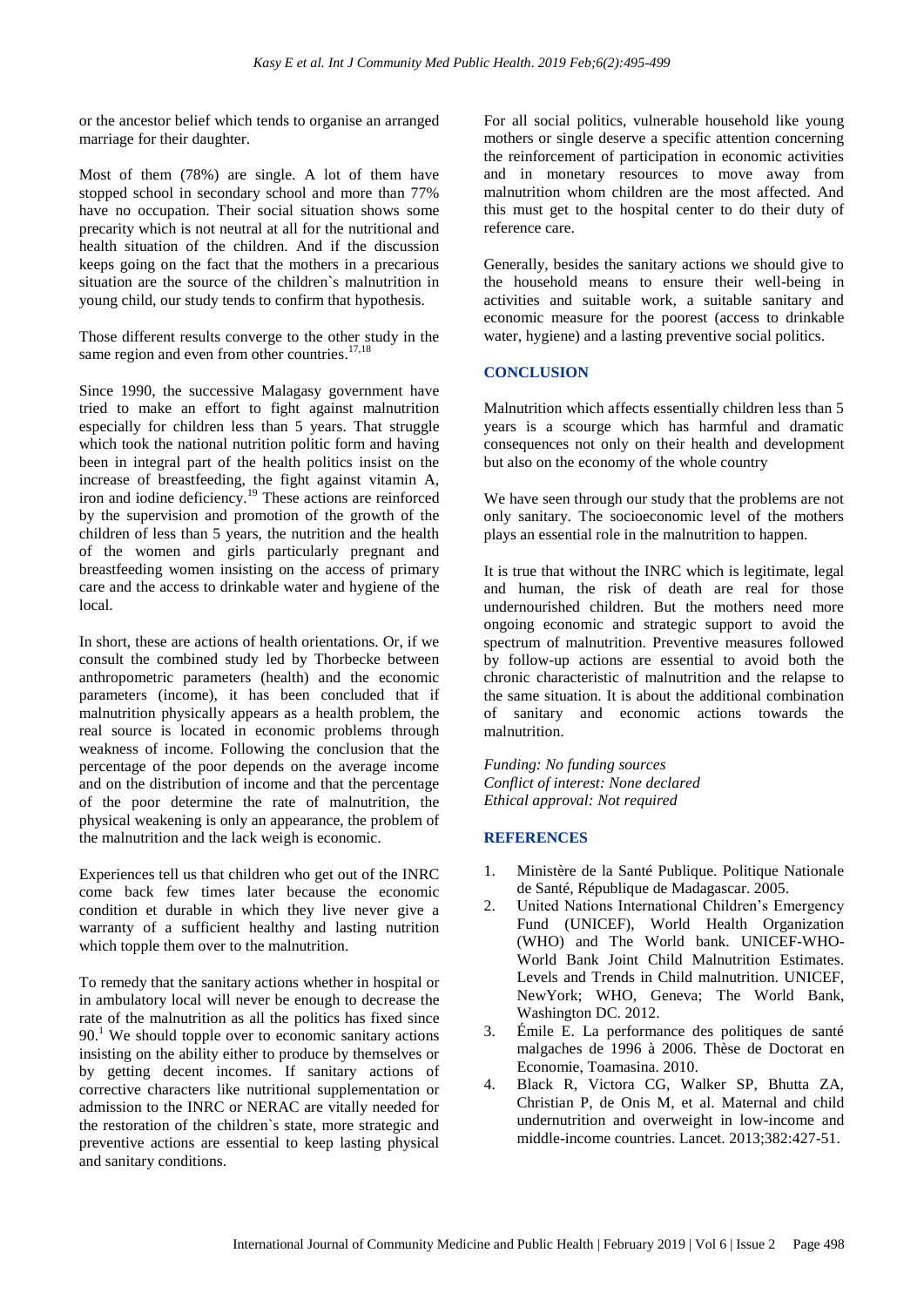or the ancestor belief which tends to organise an arranged marriage for their daughter.

Most of them (78%) are single. A lot of them have stopped school in secondary school and more than 77% have no occupation. Their social situation shows some precarity which is not neutral at all for the nutritional and health situation of the children. And if the discussion keeps going on the fact that the mothers in a precarious situation are the source of the children`s malnutrition in young child, our study tends to confirm that hypothesis.

Those different results converge to the other study in the same region and even from other countries.[17,18]

Since 1990, the successive Malagasy government have tried to make an effort to fight against malnutrition especially for children less than 5 years. That struggle which took the national nutrition politic form and having been in integral part of the health politics insist on the increase of breastfeeding, the fight against vitamin A, iron and iodine deficiency.[19] These actions are reinforced by the supervision and promotion of the growth of the children of less than 5 years, the nutrition and the health of the women and girls particularly pregnant and breastfeeding women insisting on the access of primary care and the access to drinkable water and hygiene of the local.

In short, these are actions of health orientations. Or, if we consult the combined study led by Thorbecke between anthropometric parameters (health) and the economic parameters (income), it has been concluded that if malnutrition physically appears as a health problem, the real source is located in economic problems through weakness of income. Following the conclusion that the percentage of the poor depends on the average income and on the distribution of income and that the percentage of the poor determine the rate of malnutrition, the physical weakening is only an appearance, the problem of the malnutrition and the lack weigh is economic.

Experiences tell us that children who get out of the INRC come back few times later because the economic condition et durable in which they live never give a warranty of a sufficient healthy and lasting nutrition which topple them over to the malnutrition.

To remedy that the sanitary actions whether in hospital or in ambulatory local will never be enough to decrease the rate of the malnutrition as all the politics has fixed since 90.[1] We should topple over to economic sanitary actions insisting on the ability either to produce by themselves or by getting decent incomes. If sanitary actions of corrective characters like nutritional supplementation or admission to the INRC or NERAC are vitally needed for the restoration of the children`s state, more strategic and preventive actions are essential to keep lasting physical and sanitary conditions.

For all social politics, vulnerable household like young mothers or single deserve a specific attention concerning the reinforcement of participation in economic activities and in monetary resources to move away from malnutrition whom children are the most affected. And this must get to the hospital center to do their duty of reference care.

Generally, besides the sanitary actions we should give to the household means to ensure their well-being in activities and suitable work, a suitable sanitary and economic measure for the poorest (access to drinkable water, hygiene) and a lasting preventive social politics.

## CONCLUSION

Malnutrition which affects essentially children less than 5 years is a scourge which has harmful and dramatic consequences not only on their health and development but also on the economy of the whole country

We have seen through our study that the problems are not only sanitary. The socioeconomic level of the mothers plays an essential role in the malnutrition to happen.

It is true that without the INRC which is legitimate, legal and human, the risk of death are real for those undernourished children. But the mothers need more ongoing economic and strategic support to avoid the spectrum of malnutrition. Preventive measures followed by follow-up actions are essential to avoid both the chronic characteristic of malnutrition and the relapse to the same situation. It is about the additional combination of sanitary and economic actions towards the malnutrition.

*Funding: No funding sources*
*Conflict of interest: None declared*
*Ethical approval: Not required*

## REFERENCES

1. Ministère de la Santé Publique. Politique Nationale de Santé, République de Madagascar. 2005.
2. United Nations International Children's Emergency Fund (UNICEF), World Health Organization (WHO) and The World bank. UNICEF-WHO-World Bank Joint Child Malnutrition Estimates. Levels and Trends in Child malnutrition. UNICEF, NewYork; WHO, Geneva; The World Bank, Washington DC. 2012.
3. Émile E. La performance des politiques de santé malgaches de 1996 à 2006. Thèse de Doctorat en Economie, Toamasina. 2010.
4. Black R, Victora CG, Walker SP, Bhutta ZA, Christian P, de Onis M, et al. Maternal and child undernutrition and overweight in low-income and middle-income countries. Lancet. 2013;382:427-51.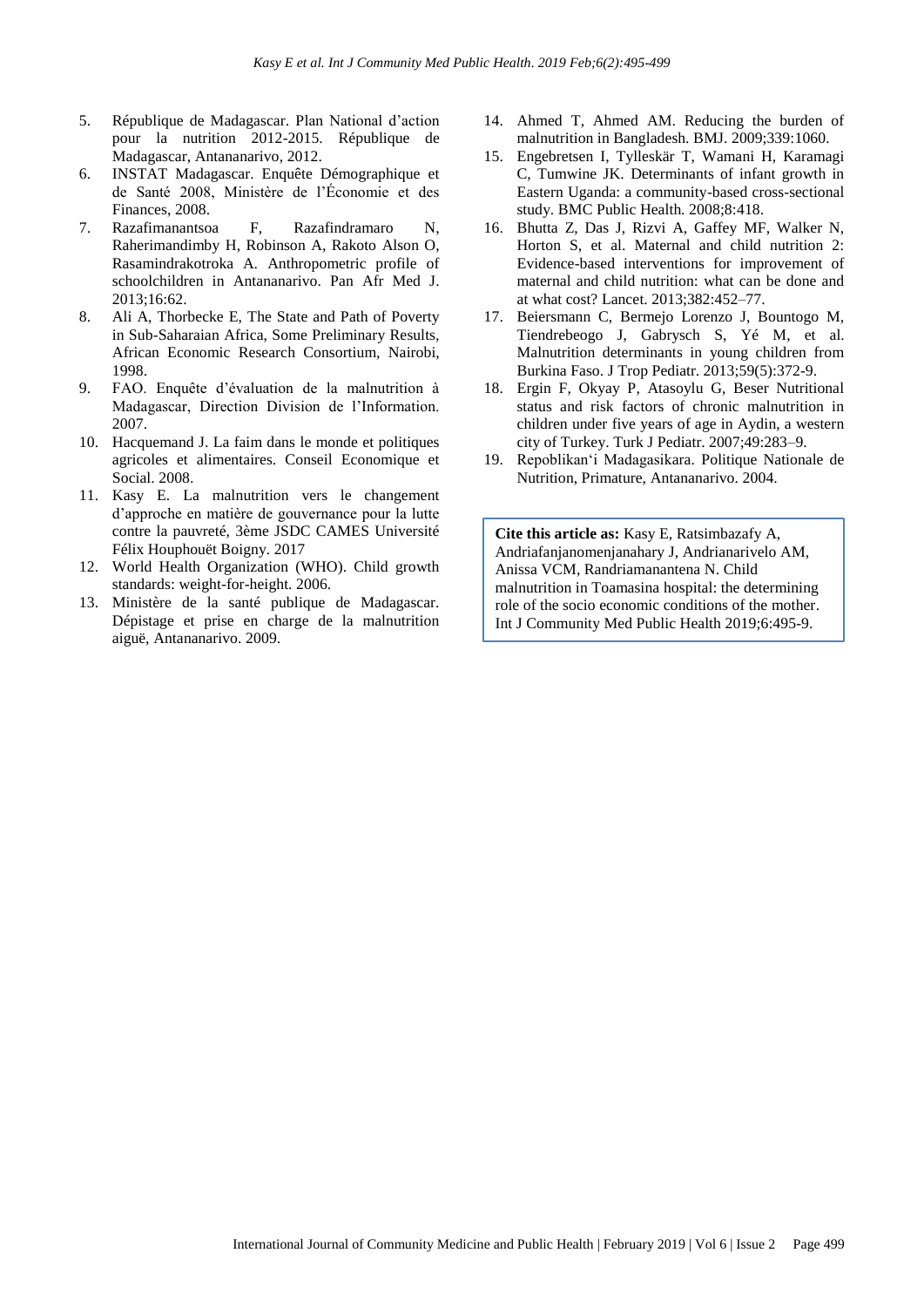5. République de Madagascar. Plan National d'action pour la nutrition 2012-2015. République de Madagascar, Antananarivo, 2012.
6. INSTAT Madagascar. Enquête Démographique et de Santé 2008, Ministère de l'Économie et des Finances, 2008.
7. Razafimanantsoa F, Razafindramaro N, Raherimandimby H, Robinson A, Rakoto Alson O, Rasamindrakotroka A. Anthropometric profile of schoolchildren in Antananarivo. Pan Afr Med J. 2013;16:62.
8. Ali A, Thorbecke E, The State and Path of Poverty in Sub-Saharaian Africa, Some Preliminary Results, African Economic Research Consortium, Nairobi, 1998.
9. FAO. Enquête d'évaluation de la malnutrition à Madagascar, Direction Division de l'Information. 2007.
10. Hacquemand J. La faim dans le monde et politiques agricoles et alimentaires. Conseil Economique et Social. 2008.
11. Kasy E. La malnutrition vers le changement d'approche en matière de gouvernance pour la lutte contre la pauvreté, 3ème JSDC CAMES Université Félix Houphouët Boigny. 2017
12. World Health Organization (WHO). Child growth standards: weight-for-height. 2006.
13. Ministère de la santé publique de Madagascar. Dépistage et prise en charge de la malnutrition aiguë, Antananarivo. 2009.
14. Ahmed T, Ahmed AM. Reducing the burden of malnutrition in Bangladesh. BMJ. 2009;339:1060.
15. Engebretsen I, Tylleskär T, Wamani H, Karamagi C, Tumwine JK. Determinants of infant growth in Eastern Uganda: a community-based cross-sectional study. BMC Public Health. 2008;8:418.
16. Bhutta Z, Das J, Rizvi A, Gaffey MF, Walker N, Horton S, et al. Maternal and child nutrition 2: Evidence-based interventions for improvement of maternal and child nutrition: what can be done and at what cost? Lancet. 2013;382:452–77.
17. Beiersmann C, Bermejo Lorenzo J, Bountogo M, Tiendrebeogo J, Gabrysch S, Yé M, et al. Malnutrition determinants in young children from Burkina Faso. J Trop Pediatr. 2013;59(5):372-9.
18. Ergin F, Okyay P, Atasoylu G, Beser Nutritional status and risk factors of chronic malnutrition in children under five years of age in Aydin, a western city of Turkey. Turk J Pediatr. 2007;49:283–9.
19. Repoblikan'i Madagasikara. Politique Nationale de Nutrition, Primature, Antananarivo. 2004.

**Cite this article as:** Kasy E, Ratsimbazafy A, Andriafanjanomenjanahary J, Andrianarivelo AM, Anissa VCM, Randriamanantena N. Child malnutrition in Toamasina hospital: the determining role of the socio economic conditions of the mother. Int J Community Med Public Health 2019;6:495-9.